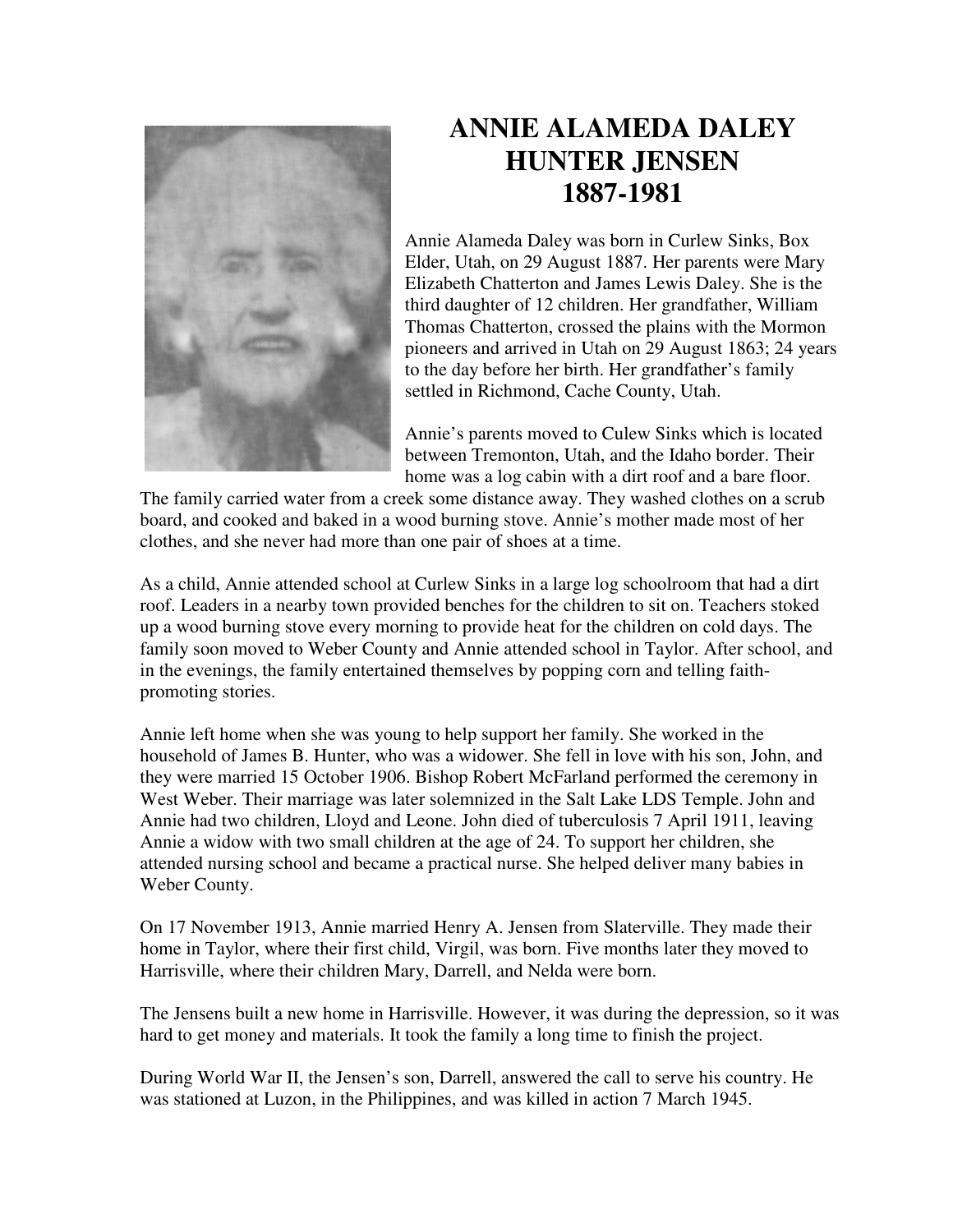# ANNIE ALAMEDA DALEY HUNTER JENSEN 1887-1981

Annie Alameda Daley was born in Curlew Sinks, Box Elder, Utah, on 29 August 1887. Her parents were Mary Elizabeth Chatterton and James Lewis Daley. She is the third daughter of 12 children. Her grandfather, William Thomas Chatterton, crossed the plains with the Mormon pioneers and arrived in Utah on 29 August 1863; 24 years to the day before her birth. Her grandfather's family settled in Richmond, Cache County, Utah.

Annie's parents moved to Culew Sinks which is located between Tremonton, Utah, and the Idaho border. Their home was a log cabin with a dirt roof and a bare floor. The family carried water from a creek some distance away. They washed clothes on a scrub board, and cooked and baked in a wood burning stove. Annie's mother made most of her clothes, and she never had more than one pair of shoes at a time.

As a child, Annie attended school at Curlew Sinks in a large log schoolroom that had a dirt roof. Leaders in a nearby town provided benches for the children to sit on. Teachers stoked up a wood burning stove every morning to provide heat for the children on cold days. The family soon moved to Weber County and Annie attended school in Taylor. After school, and in the evenings, the family entertained themselves by popping corn and telling faith-promoting stories.

Annie left home when she was young to help support her family. She worked in the household of James B. Hunter, who was a widower. She fell in love with his son, John, and they were married 15 October 1906. Bishop Robert McFarland performed the ceremony in West Weber. Their marriage was later solemnized in the Salt Lake LDS Temple. John and Annie had two children, Lloyd and Leone. John died of tuberculosis 7 April 1911, leaving Annie a widow with two small children at the age of 24. To support her children, she attended nursing school and became a practical nurse. She helped deliver many babies in Weber County.

On 17 November 1913, Annie married Henry A. Jensen from Slaterville. They made their home in Taylor, where their first child, Virgil, was born. Five months later they moved to Harrisville, where their children Mary, Darrell, and Nelda were born.

The Jensens built a new home in Harrisville. However, it was during the depression, so it was hard to get money and materials. It took the family a long time to finish the project.

During World War II, the Jensen's son, Darrell, answered the call to serve his country. He was stationed at Luzon, in the Philippines, and was killed in action 7 March 1945.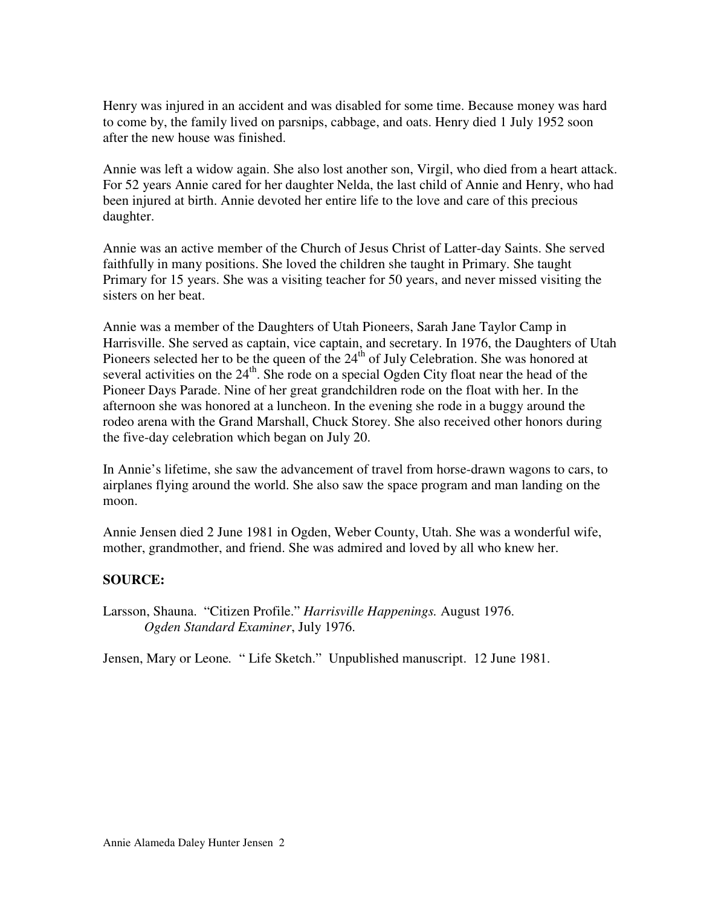Henry was injured in an accident and was disabled for some time. Because money was hard to come by, the family lived on parsnips, cabbage, and oats. Henry died 1 July 1952 soon after the new house was finished.

Annie was left a widow again. She also lost another son, Virgil, who died from a heart attack. For 52 years Annie cared for her daughter Nelda, the last child of Annie and Henry, who had been injured at birth. Annie devoted her entire life to the love and care of this precious daughter.

Annie was an active member of the Church of Jesus Christ of Latter-day Saints. She served faithfully in many positions. She loved the children she taught in Primary. She taught Primary for 15 years. She was a visiting teacher for 50 years, and never missed visiting the sisters on her beat.

Annie was a member of the Daughters of Utah Pioneers, Sarah Jane Taylor Camp in Harrisville. She served as captain, vice captain, and secretary. In 1976, the Daughters of Utah Pioneers selected her to be the queen of the 24th of July Celebration. She was honored at several activities on the 24th. She rode on a special Ogden City float near the head of the Pioneer Days Parade. Nine of her great grandchildren rode on the float with her. In the afternoon she was honored at a luncheon. In the evening she rode in a buggy around the rodeo arena with the Grand Marshall, Chuck Storey. She also received other honors during the five-day celebration which began on July 20.

In Annie's lifetime, she saw the advancement of travel from horse-drawn wagons to cars, to airplanes flying around the world. She also saw the space program and man landing on the moon.

Annie Jensen died 2 June 1981 in Ogden, Weber County, Utah. She was a wonderful wife, mother, grandmother, and friend. She was admired and loved by all who knew her.

**SOURCE:**

Larsson, Shauna. "Citizen Profile." *Harrisville Happenings.* August 1976.
*Ogden Standard Examiner*, July 1976.

Jensen, Mary or Leone. " Life Sketch." Unpublished manuscript. 12 June 1981.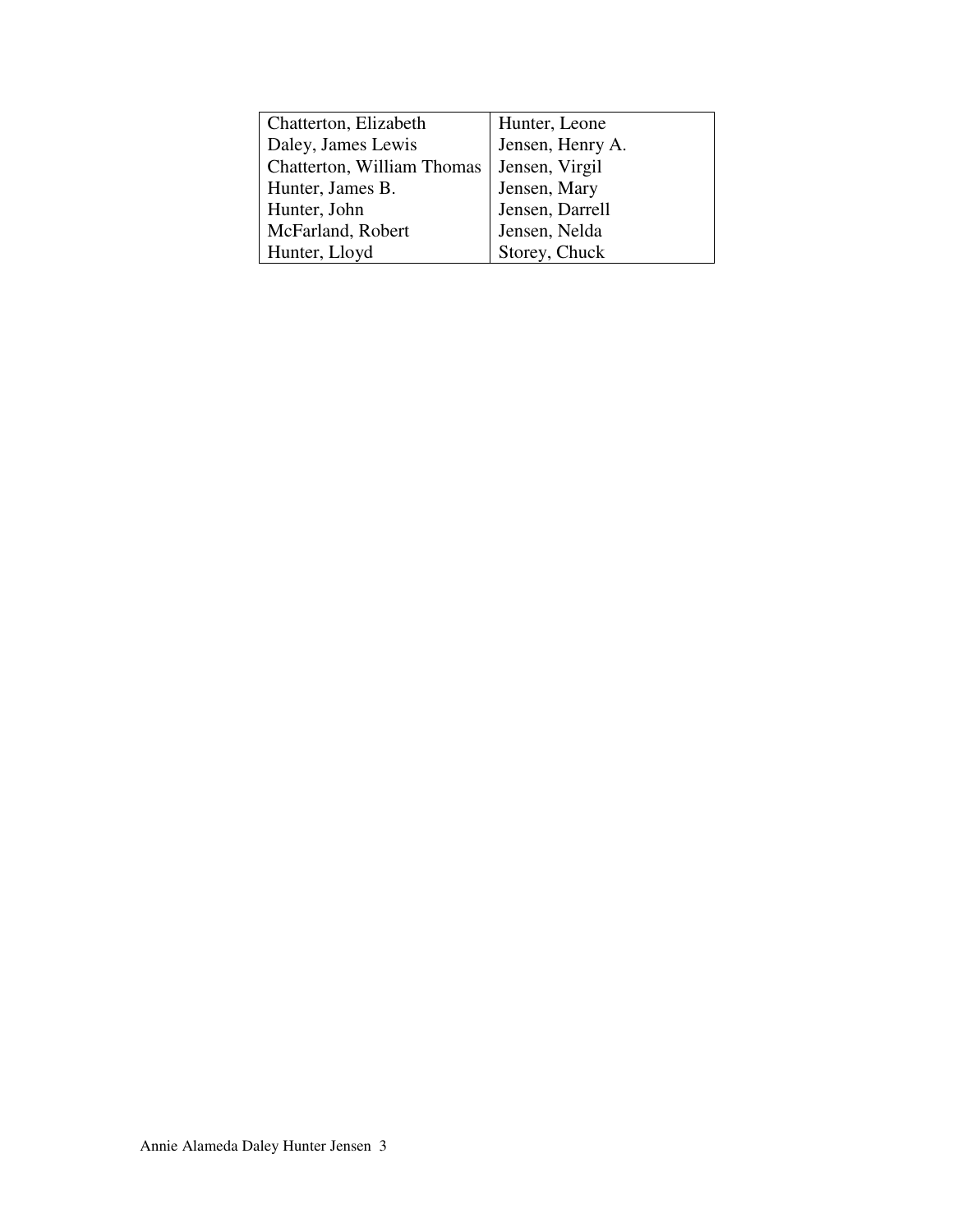| | |
|---|---|
| Chatterton, Elizabeth | Hunter, Leone |
| Daley, James Lewis | Jensen, Henry A. |
| Chatterton, William Thomas | Jensen, Virgil |
| Hunter, James B. | Jensen, Mary |
| Hunter, John | Jensen, Darrell |
| McFarland, Robert | Jensen, Nelda |
| Hunter, Lloyd | Storey, Chuck |